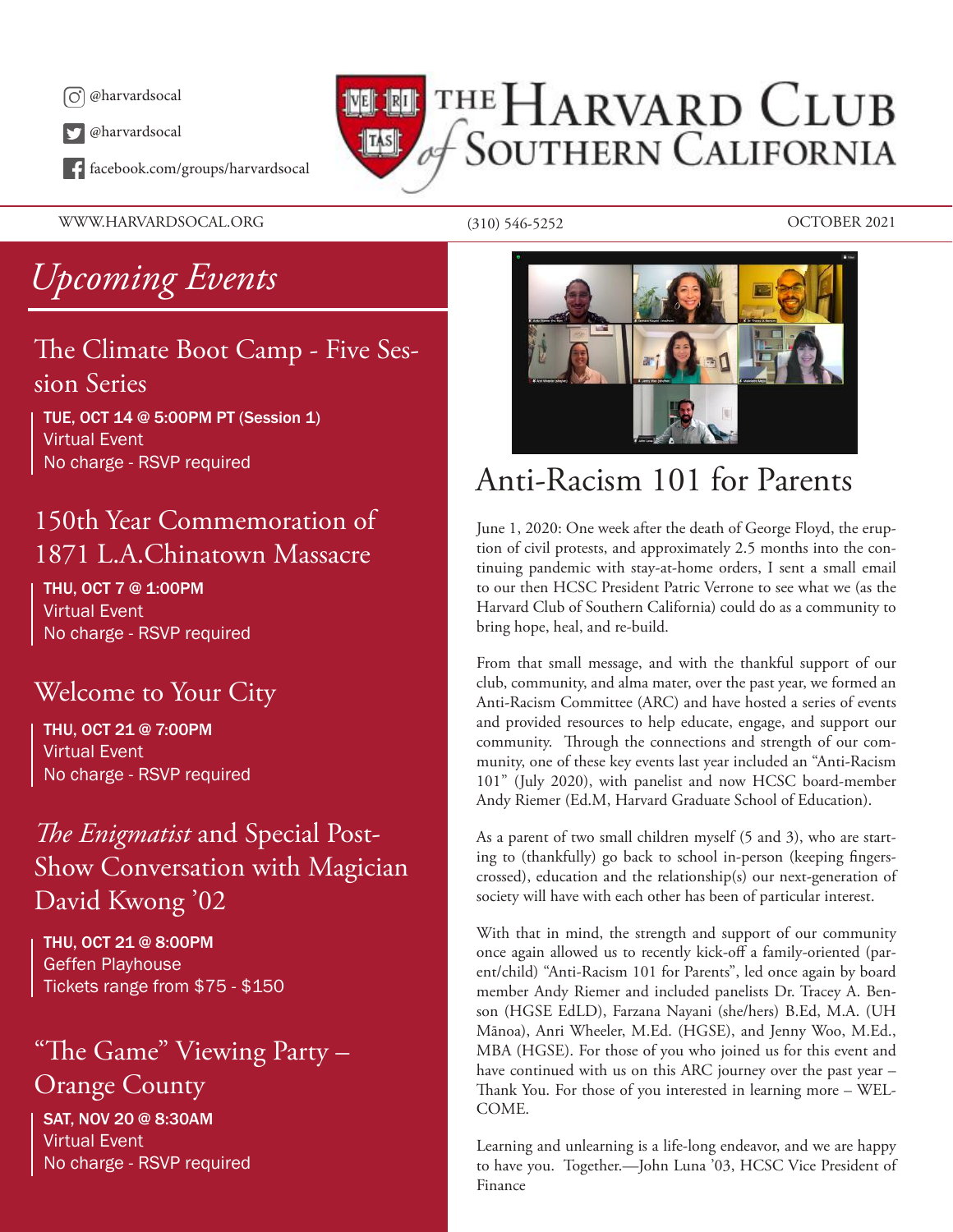@harvardsocal

@harvardsocal

facebook.com/groups/harvardsocal

# The Harvard Club of Southern California

WWW.HARVARDSOCAL.ORG (310) 546-5252 OCTOBER 2021

## *Upcoming Events*

### The Climate Boot Camp - Five Session Series

**TUE, OCT 14 @ 5:00PM PT (Session 1)**
Virtual Event
No charge - RSVP required

### 150th Year Commemoration of 1871 L.A.Chinatown Massacre

**THU, OCT 7 @ 1:00PM**
Virtual Event
No charge - RSVP required

### Welcome to Your City

**THU, OCT 21 @ 7:00PM**
Virtual Event
No charge - RSVP required

### *The Enigmatist* and Special Post-Show Conversation with Magician David Kwong '02

**THU, OCT 21 @ 8:00PM**
Geffen Playhouse
Tickets range from $75 - $150

### "The Game" Viewing Party – Orange County

**SAT, NOV 20 @ 8:30AM**
Virtual Event
No charge - RSVP required

## Anti-Racism 101 for Parents

June 1, 2020: One week after the death of George Floyd, the eruption of civil protests, and approximately 2.5 months into the continuing pandemic with stay-at-home orders, I sent a small email to our then HCSC President Patric Verrone to see what we (as the Harvard Club of Southern California) could do as a community to bring hope, heal, and re-build.

From that small message, and with the thankful support of our club, community, and alma mater, over the past year, we formed an Anti-Racism Committee (ARC) and have hosted a series of events and provided resources to help educate, engage, and support our community. Through the connections and strength of our community, one of these key events last year included an "Anti-Racism 101" (July 2020), with panelist and now HCSC board-member Andy Riemer (Ed.M, Harvard Graduate School of Education).

As a parent of two small children myself (5 and 3), who are starting to (thankfully) go back to school in-person (keeping fingers-crossed), education and the relationship(s) our next-generation of society will have with each other has been of particular interest.

With that in mind, the strength and support of our community once again allowed us to recently kick-off a family-oriented (parent/child) "Anti-Racism 101 for Parents", led once again by board member Andy Riemer and included panelists Dr. Tracey A. Benson (HGSE EdLD), Farzana Nayani (she/hers) B.Ed, M.A. (UH Mānoa), Anri Wheeler, M.Ed. (HGSE), and Jenny Woo, M.Ed., MBA (HGSE). For those of you who joined us for this event and have continued with us on this ARC journey over the past year – Thank You. For those of you interested in learning more – WELCOME.

Learning and unlearning is a life-long endeavor, and we are happy to have you. Together.—John Luna '03, HCSC Vice President of Finance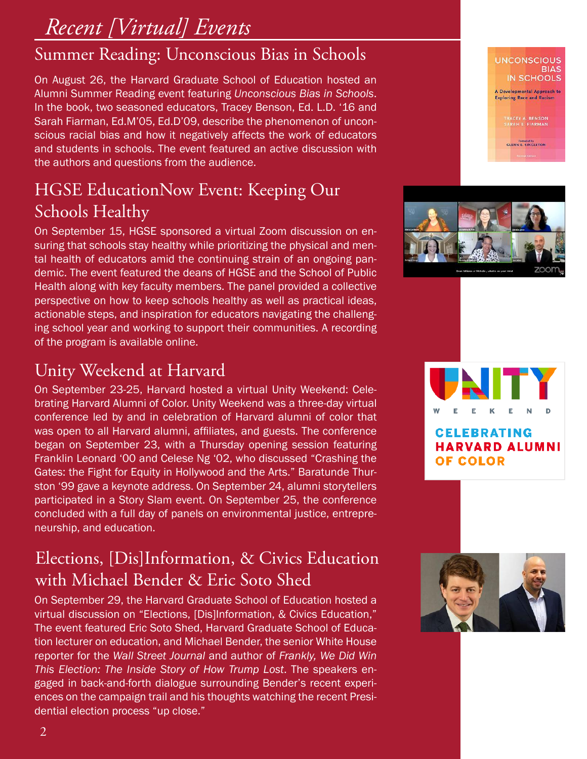# *Recent [Virtual] Events*

## Summer Reading: Unconscious Bias in Schools

On August 26, the Harvard Graduate School of Education hosted an Alumni Summer Reading event featuring *Unconscious Bias in Schools*. In the book, two seasoned educators, Tracey Benson, Ed. L.D. '16 and Sarah Fiarman, Ed.M'05, Ed.D'09, describe the phenomenon of unconscious racial bias and how it negatively affects the work of educators and students in schools. The event featured an active discussion with the authors and questions from the audience.

## HGSE EducationNow Event: Keeping Our Schools Healthy

On September 15, HGSE sponsored a virtual Zoom discussion on ensuring that schools stay healthy while prioritizing the physical and mental health of educators amid the continuing strain of an ongoing pandemic. The event featured the deans of HGSE and the School of Public Health along with key faculty members. The panel provided a collective perspective on how to keep schools healthy as well as practical ideas, actionable steps, and inspiration for educators navigating the challenging school year and working to support their communities. A recording of the program is available online.

## Unity Weekend at Harvard

On September 23-25, Harvard hosted a virtual Unity Weekend: Celebrating Harvard Alumni of Color. Unity Weekend was a three-day virtual conference led by and in celebration of Harvard alumni of color that was open to all Harvard alumni, affiliates, and guests. The conference began on September 23, with a Thursday opening session featuring Franklin Leonard '00 and Celese Ng '02, who discussed "Crashing the Gates: the Fight for Equity in Hollywood and the Arts." Baratunde Thurston '99 gave a keynote address. On September 24, alumni storytellers participated in a Story Slam event. On September 25, the conference concluded with a full day of panels on environmental justice, entrepreneurship, and education.

## Elections, [Dis]Information, & Civics Education with Michael Bender & Eric Soto Shed

On September 29, the Harvard Graduate School of Education hosted a virtual discussion on "Elections, [Dis]Information, & Civics Education," The event featured Eric Soto Shed, Harvard Graduate School of Education lecturer on education, and Michael Bender, the senior White House reporter for the *Wall Street Journal* and author of *Frankly, We Did Win This Election: The Inside Story of How Trump Lost*. The speakers engaged in back-and-forth dialogue surrounding Bender's recent experiences on the campaign trail and his thoughts watching the recent Presidential election process "up close."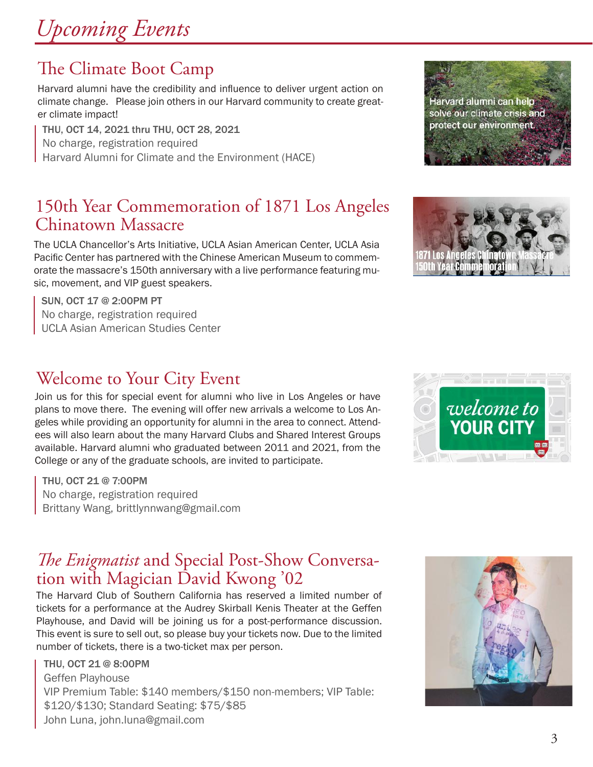# *Upcoming Events*

## The Climate Boot Camp

Harvard alumni have the credibility and influence to deliver urgent action on climate change. Please join others in our Harvard community to create greater climate impact!

THU, OCT 14, 2021 thru THU, OCT 28, 2021
No charge, registration required
Harvard Alumni for Climate and the Environment (HACE)

## 150th Year Commemoration of 1871 Los Angeles Chinatown Massacre

The UCLA Chancellor's Arts Initiative, UCLA Asian American Center, UCLA Asia Pacific Center has partnered with the Chinese American Museum to commemorate the massacre's 150th anniversary with a live performance featuring music, movement, and VIP guest speakers.

SUN, OCT 17 @ 2:00PM PT
No charge, registration required
UCLA Asian American Studies Center

## Welcome to Your City Event

Join us for this for special event for alumni who live in Los Angeles or have plans to move there. The evening will offer new arrivals a welcome to Los Angeles while providing an opportunity for alumni in the area to connect. Attendees will also learn about the many Harvard Clubs and Shared Interest Groups available. Harvard alumni who graduated between 2011 and 2021, from the College or any of the graduate schools, are invited to participate.

THU, OCT 21 @ 7:00PM
No charge, registration required
Brittany Wang, brittlynnwang@gmail.com

## *The Enigmatist* and Special Post-Show Conversation with Magician David Kwong '02

The Harvard Club of Southern California has reserved a limited number of tickets for a performance at the Audrey Skirball Kenis Theater at the Geffen Playhouse, and David will be joining us for a post-performance discussion. This event is sure to sell out, so please buy your tickets now. Due to the limited number of tickets, there is a two-ticket max per person.

THU, OCT 21 @ 8:00PM
Geffen Playhouse
VIP Premium Table: $140 members/$150 non-members; VIP Table: $120/$130; Standard Seating: $75/$85
John Luna, john.luna@gmail.com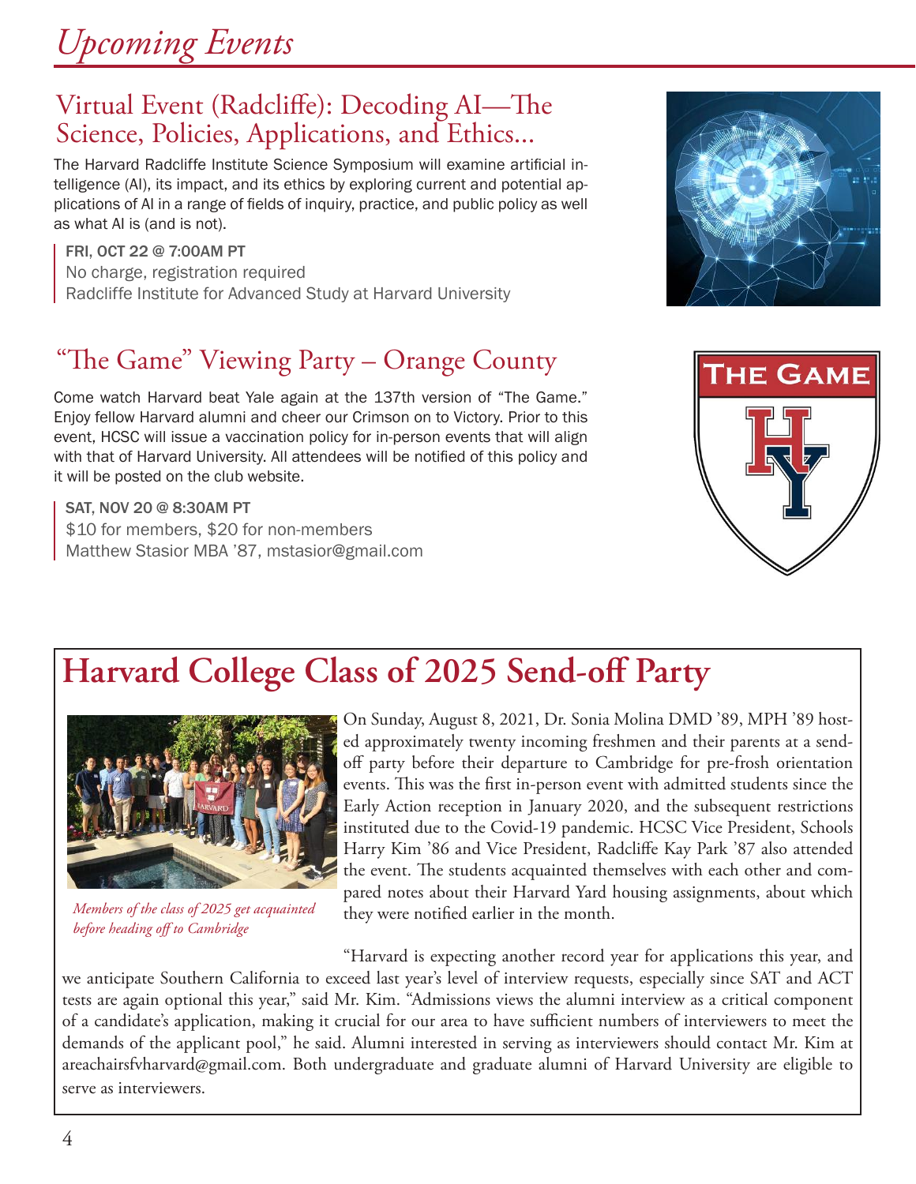# Upcoming Events

## Virtual Event (Radcliffe): Decoding AI—The Science, Policies, Applications, and Ethics...

The Harvard Radcliffe Institute Science Symposium will examine artificial intelligence (AI), its impact, and its ethics by exploring current and potential applications of AI in a range of fields of inquiry, practice, and public policy as well as what AI is (and is not).

FRI, OCT 22 @ 7:00AM PT
No charge, registration required
Radcliffe Institute for Advanced Study at Harvard University

## "The Game" Viewing Party – Orange County

Come watch Harvard beat Yale again at the 137th version of "The Game." Enjoy fellow Harvard alumni and cheer our Crimson on to Victory. Prior to this event, HCSC will issue a vaccination policy for in-person events that will align with that of Harvard University. All attendees will be notified of this policy and it will be posted on the club website.

SAT, NOV 20 @ 8:30AM PT
$10 for members, $20 for non-members
Matthew Stasior MBA '87, mstasior@gmail.com

# Harvard College Class of 2025 Send-off Party

*Members of the class of 2025 get acquainted before heading off to Cambridge*

On Sunday, August 8, 2021, Dr. Sonia Molina DMD '89, MPH '89 hosted approximately twenty incoming freshmen and their parents at a send-off party before their departure to Cambridge for pre-frosh orientation events. This was the first in-person event with admitted students since the Early Action reception in January 2020, and the subsequent restrictions instituted due to the Covid-19 pandemic. HCSC Vice President, Schools Harry Kim '86 and Vice President, Radcliffe Kay Park '87 also attended the event. The students acquainted themselves with each other and compared notes about their Harvard Yard housing assignments, about which they were notified earlier in the month.

"Harvard is expecting another record year for applications this year, and we anticipate Southern California to exceed last year's level of interview requests, especially since SAT and ACT tests are again optional this year," said Mr. Kim. "Admissions views the alumni interview as a critical component of a candidate's application, making it crucial for our area to have sufficient numbers of interviewers to meet the demands of the applicant pool," he said. Alumni interested in serving as interviewers should contact Mr. Kim at areachairsfvharvard@gmail.com. Both undergraduate and graduate alumni of Harvard University are eligible to serve as interviewers.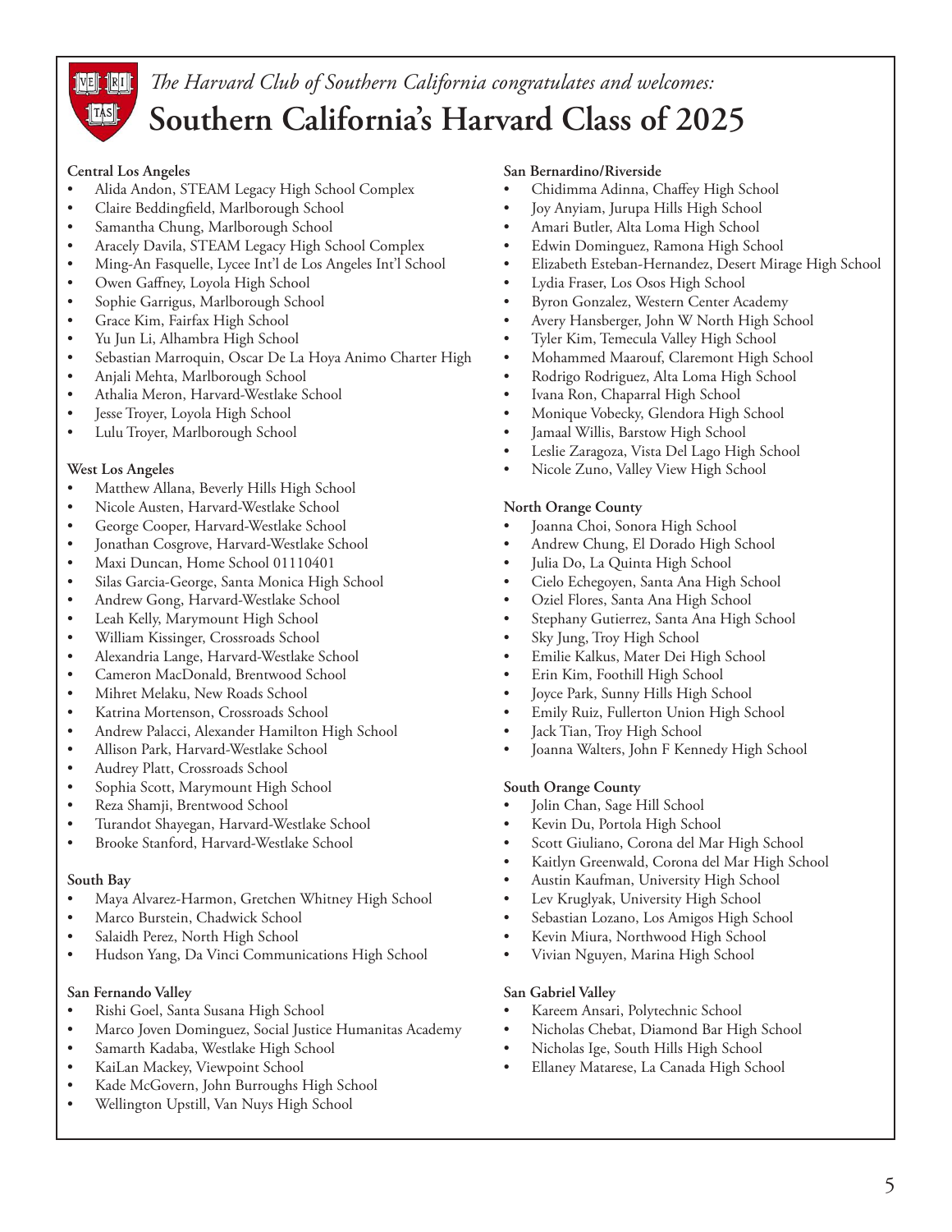*The Harvard Club of Southern California congratulates and welcomes:*

# Southern California's Harvard Class of 2025

**Central Los Angeles**

- Alida Andon, STEAM Legacy High School Complex
- Claire Beddingfield, Marlborough School
- Samantha Chung, Marlborough School
- Aracely Davila, STEAM Legacy High School Complex
- Ming-An Fasquelle, Lycee Int'l de Los Angeles Int'l School
- Owen Gaffney, Loyola High School
- Sophie Garrigus, Marlborough School
- Grace Kim, Fairfax High School
- Yu Jun Li, Alhambra High School
- Sebastian Marroquin, Oscar De La Hoya Animo Charter High
- Anjali Mehta, Marlborough School
- Athalia Meron, Harvard-Westlake School
- Jesse Troyer, Loyola High School
- Lulu Troyer, Marlborough School

**West Los Angeles**

- Matthew Allana, Beverly Hills High School
- Nicole Austen, Harvard-Westlake School
- George Cooper, Harvard-Westlake School
- Jonathan Cosgrove, Harvard-Westlake School
- Maxi Duncan, Home School 01110401
- Silas Garcia-George, Santa Monica High School
- Andrew Gong, Harvard-Westlake School
- Leah Kelly, Marymount High School
- William Kissinger, Crossroads School
- Alexandria Lange, Harvard-Westlake School
- Cameron MacDonald, Brentwood School
- Mihret Melaku, New Roads School
- Katrina Mortenson, Crossroads School
- Andrew Palacci, Alexander Hamilton High School
- Allison Park, Harvard-Westlake School
- Audrey Platt, Crossroads School
- Sophia Scott, Marymount High School
- Reza Shamji, Brentwood School
- Turandot Shayegan, Harvard-Westlake School
- Brooke Stanford, Harvard-Westlake School

**South Bay**

- Maya Alvarez-Harmon, Gretchen Whitney High School
- Marco Burstein, Chadwick School
- Salaidh Perez, North High School
- Hudson Yang, Da Vinci Communications High School

**San Fernando Valley**

- Rishi Goel, Santa Susana High School
- Marco Joven Dominguez, Social Justice Humanitas Academy
- Samarth Kadaba, Westlake High School
- KaiLan Mackey, Viewpoint School
- Kade McGovern, John Burroughs High School
- Wellington Upstill, Van Nuys High School

**San Bernardino/Riverside**

- Chidimma Adinna, Chaffey High School
- Joy Anyiam, Jurupa Hills High School
- Amari Butler, Alta Loma High School
- Edwin Dominguez, Ramona High School
- Elizabeth Esteban-Hernandez, Desert Mirage High School
- Lydia Fraser, Los Osos High School
- Byron Gonzalez, Western Center Academy
- Avery Hansberger, John W North High School
- Tyler Kim, Temecula Valley High School
- Mohammed Maarouf, Claremont High School
- Rodrigo Rodriguez, Alta Loma High School
- Ivana Ron, Chaparral High School
- Monique Vobecky, Glendora High School
- Jamaal Willis, Barstow High School
- Leslie Zaragoza, Vista Del Lago High School
- Nicole Zuno, Valley View High School

**North Orange County**

- Joanna Choi, Sonora High School
- Andrew Chung, El Dorado High School
- Julia Do, La Quinta High School
- Cielo Echegoyen, Santa Ana High School
- Oziel Flores, Santa Ana High School
- Stephany Gutierrez, Santa Ana High School
- Sky Jung, Troy High School
- Emilie Kalkus, Mater Dei High School
- Erin Kim, Foothill High School
- Joyce Park, Sunny Hills High School
- Emily Ruiz, Fullerton Union High School
- Jack Tian, Troy High School
- Joanna Walters, John F Kennedy High School

**South Orange County**

- Jolin Chan, Sage Hill School
- Kevin Du, Portola High School
- Scott Giuliano, Corona del Mar High School
- Kaitlyn Greenwald, Corona del Mar High School
- Austin Kaufman, University High School
- Lev Kruglyak, University High School
- Sebastian Lozano, Los Amigos High School
- Kevin Miura, Northwood High School
- Vivian Nguyen, Marina High School

**San Gabriel Valley**

- Kareem Ansari, Polytechnic School
- Nicholas Chebat, Diamond Bar High School
- Nicholas Ige, South Hills High School
- Ellaney Matarese, La Canada High School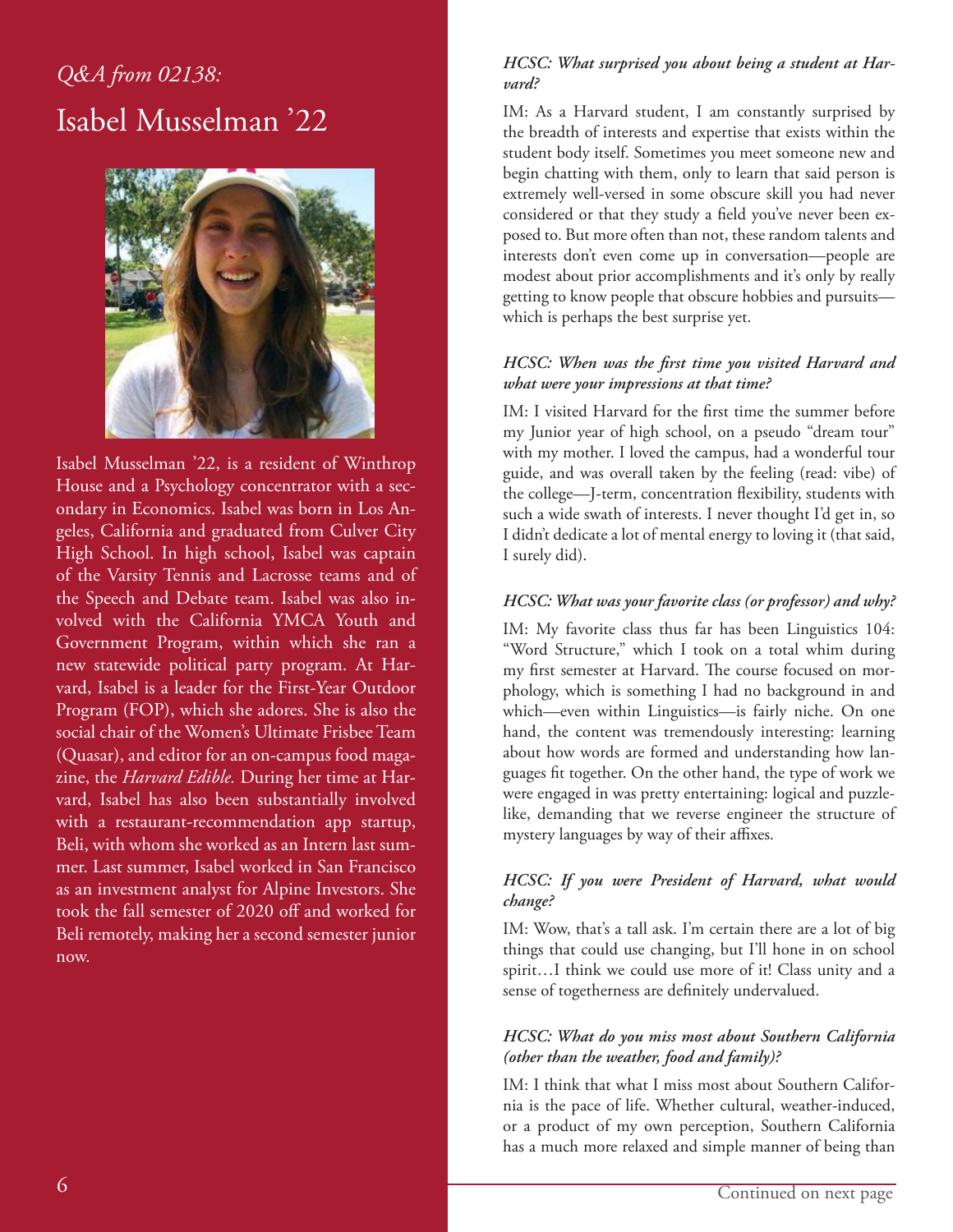*Q&A from 02138:*

# Isabel Musselman '22

Isabel Musselman '22, is a resident of Winthrop House and a Psychology concentrator with a secondary in Economics. Isabel was born in Los Angeles, California and graduated from Culver City High School. In high school, Isabel was captain of the Varsity Tennis and Lacrosse teams and of the Speech and Debate team. Isabel was also involved with the California YMCA Youth and Government Program, within which she ran a new statewide political party program. At Harvard, Isabel is a leader for the First-Year Outdoor Program (FOP), which she adores. She is also the social chair of the Women's Ultimate Frisbee Team (Quasar), and editor for an on-campus food magazine, the *Harvard Edible.* During her time at Harvard, Isabel has also been substantially involved with a restaurant-recommendation app startup, Beli, with whom she worked as an Intern last summer. Last summer, Isabel worked in San Francisco as an investment analyst for Alpine Investors. She took the fall semester of 2020 off and worked for Beli remotely, making her a second semester junior now.

***HCSC: What surprised you about being a student at Harvard?***

IM: As a Harvard student, I am constantly surprised by the breadth of interests and expertise that exists within the student body itself. Sometimes you meet someone new and begin chatting with them, only to learn that said person is extremely well-versed in some obscure skill you had never considered or that they study a field you've never been exposed to. But more often than not, these random talents and interests don't even come up in conversation—people are modest about prior accomplishments and it's only by really getting to know people that obscure hobbies and pursuits—which is perhaps the best surprise yet.

***HCSC: When was the first time you visited Harvard and what were your impressions at that time?***

IM: I visited Harvard for the first time the summer before my Junior year of high school, on a pseudo "dream tour" with my mother. I loved the campus, had a wonderful tour guide, and was overall taken by the feeling (read: vibe) of the college—J-term, concentration flexibility, students with such a wide swath of interests. I never thought I'd get in, so I didn't dedicate a lot of mental energy to loving it (that said, I surely did).

***HCSC: What was your favorite class (or professor) and why?***

IM: My favorite class thus far has been Linguistics 104: "Word Structure," which I took on a total whim during my first semester at Harvard. The course focused on morphology, which is something I had no background in and which—even within Linguistics—is fairly niche. On one hand, the content was tremendously interesting: learning about how words are formed and understanding how languages fit together. On the other hand, the type of work we were engaged in was pretty entertaining: logical and puzzle-like, demanding that we reverse engineer the structure of mystery languages by way of their affixes.

***HCSC: If you were President of Harvard, what would change?***

IM: Wow, that's a tall ask. I'm certain there are a lot of big things that could use changing, but I'll hone in on school spirit…I think we could use more of it! Class unity and a sense of togetherness are definitely undervalued.

***HCSC: What do you miss most about Southern California (other than the weather, food and family)?***

IM: I think that what I miss most about Southern California is the pace of life. Whether cultural, weather-induced, or a product of my own perception, Southern California has a much more relaxed and simple manner of being than

Continued on next page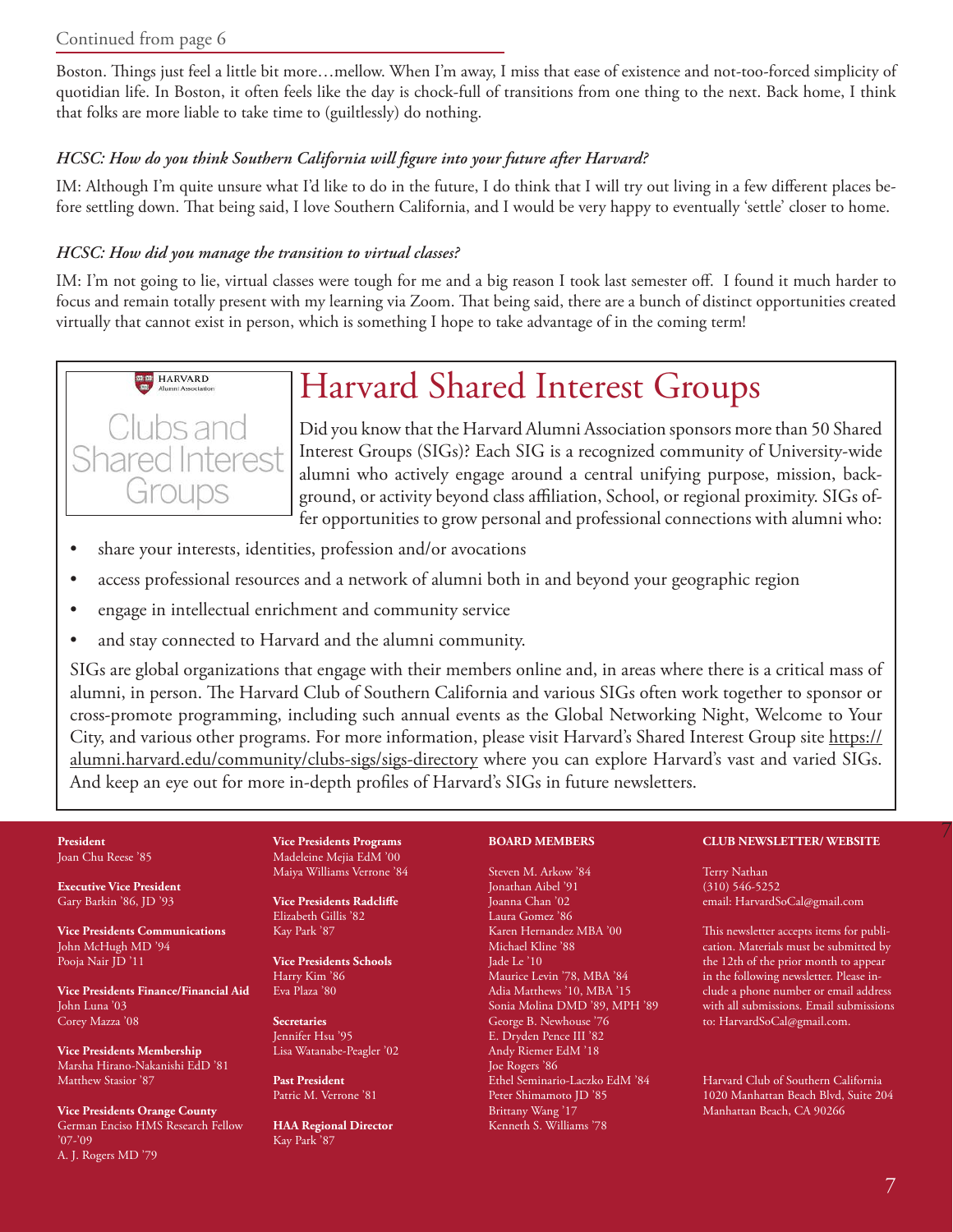Continued from page 6

Boston. Things just feel a little bit more…mellow. When I'm away, I miss that ease of existence and not-too-forced simplicity of quotidian life. In Boston, it often feels like the day is chock-full of transitions from one thing to the next. Back home, I think that folks are more liable to take time to (guiltlessly) do nothing.

***HCSC: How do you think Southern California will figure into your future after Harvard?***

IM: Although I'm quite unsure what I'd like to do in the future, I do think that I will try out living in a few different places before settling down. That being said, I love Southern California, and I would be very happy to eventually 'settle' closer to home.

***HCSC: How did you manage the transition to virtual classes?***

IM: I'm not going to lie, virtual classes were tough for me and a big reason I took last semester off. I found it much harder to focus and remain totally present with my learning via Zoom. That being said, there are a bunch of distinct opportunities created virtually that cannot exist in person, which is something I hope to take advantage of in the coming term!

HARVARD Alumni Association

Clubs and Shared Interest Groups

# Harvard Shared Interest Groups

Did you know that the Harvard Alumni Association sponsors more than 50 Shared Interest Groups (SIGs)? Each SIG is a recognized community of University-wide alumni who actively engage around a central unifying purpose, mission, background, or activity beyond class affiliation, School, or regional proximity. SIGs offer opportunities to grow personal and professional connections with alumni who:

- share your interests, identities, profession and/or avocations
- access professional resources and a network of alumni both in and beyond your geographic region
- engage in intellectual enrichment and community service
- and stay connected to Harvard and the alumni community.

SIGs are global organizations that engage with their members online and, in areas where there is a critical mass of alumni, in person. The Harvard Club of Southern California and various SIGs often work together to sponsor or cross-promote programming, including such annual events as the Global Networking Night, Welcome to Your City, and various other programs. For more information, please visit Harvard's Shared Interest Group site https://alumni.harvard.edu/community/clubs-sigs/sigs-directory where you can explore Harvard's vast and varied SIGs. And keep an eye out for more in-depth profiles of Harvard's SIGs in future newsletters.

**President**
Joan Chu Reese '85

**Executive Vice President**
Gary Barkin '86, JD '93

**Vice Presidents Communications**
John McHugh MD '94
Pooja Nair JD '11

**Vice Presidents Finance/Financial Aid**
John Luna '03
Corey Mazza '08

**Vice Presidents Membership**
Marsha Hirano-Nakanishi EdD '81
Matthew Stasior '87

**Vice Presidents Orange County**
German Enciso HMS Research Fellow '07-'09
A. J. Rogers MD '79

**Vice Presidents Programs**
Madeleine Mejia EdM '00
Maiya Williams Verrone '84

**Vice Presidents Radcliffe**
Elizabeth Gillis '82
Kay Park '87

**Vice Presidents Schools**
Harry Kim '86
Eva Plaza '80

**Secretaries**
Jennifer Hsu '95
Lisa Watanabe-Peagler '02

**Past President**
Patric M. Verrone '81

**HAA Regional Director**
Kay Park '87

**BOARD MEMBERS**

Steven M. Arkow '84
Jonathan Aibel '91
Joanna Chan '02
Laura Gomez '86
Karen Hernandez MBA '00
Michael Kline '88
Jade Le '10
Maurice Levin '78, MBA '84
Adia Matthews '10, MBA '15
Sonia Molina DMD '89, MPH '89
George B. Newhouse '76
E. Dryden Pence III '82
Andy Riemer EdM '18
Joe Rogers '86
Ethel Seminario-Laczko EdM '84
Peter Shimamoto JD '85
Brittany Wang '17
Kenneth S. Williams '78

**CLUB NEWSLETTER/ WEBSITE**

Terry Nathan
(310) 546-5252
email: HarvardSoCal@gmail.com

This newsletter accepts items for publication. Materials must be submitted by the 12th of the prior month to appear in the following newsletter. Please include a phone number or email address with all submissions. Email submissions to: HarvardSoCal@gmail.com.

Harvard Club of Southern California
1020 Manhattan Beach Blvd, Suite 204
Manhattan Beach, CA 90266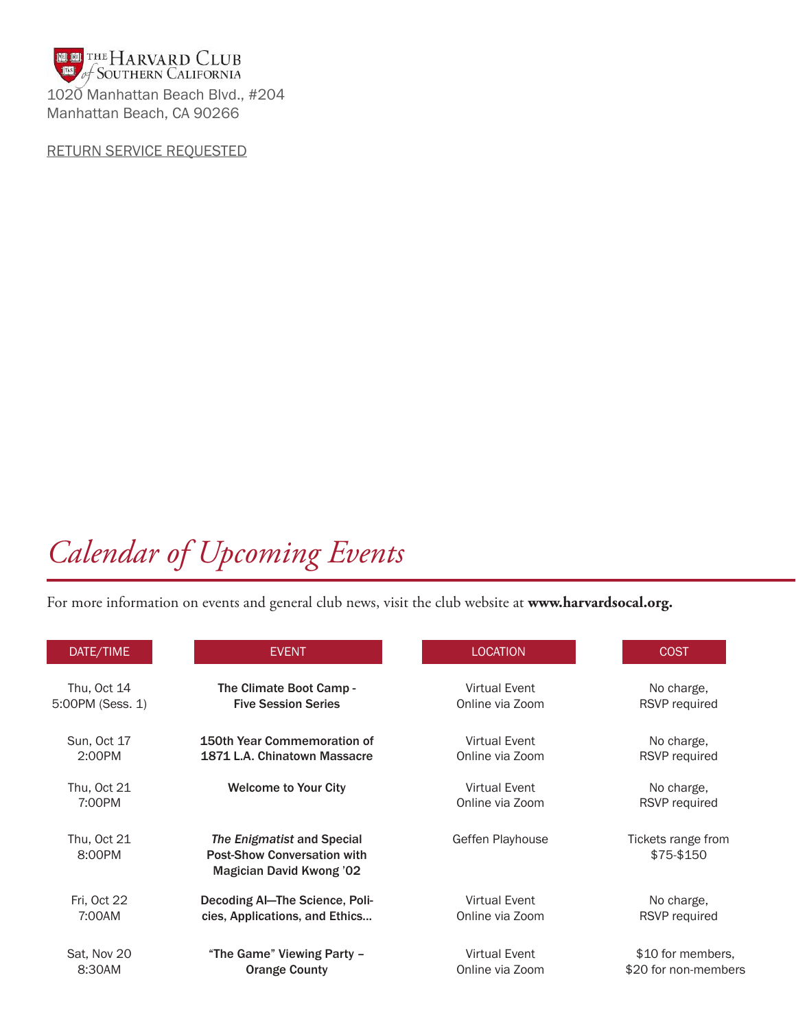THE HARVARD CLUB of SOUTHERN CALIFORNIA

1020 Manhattan Beach Blvd., #204
Manhattan Beach, CA 90266

RETURN SERVICE REQUESTED

# *Calendar of Upcoming Events*

For more information on events and general club news, visit the club website at **www.harvardsocal.org.**

| DATE/TIME | EVENT | LOCATION | COST |
|---|---|---|---|
| Thu, Oct 14<br>5:00PM (Sess. 1) | **The Climate Boot Camp - Five Session Series** | Virtual Event<br>Online via Zoom | No charge,<br>RSVP required |
| Sun, Oct 17<br>2:00PM | **150th Year Commemoration of 1871 L.A. Chinatown Massacre** | Virtual Event<br>Online via Zoom | No charge,<br>RSVP required |
| Thu, Oct 21<br>7:00PM | **Welcome to Your City** | Virtual Event<br>Online via Zoom | No charge,<br>RSVP required |
| Thu, Oct 21<br>8:00PM | ***The Enigmatist* and Special Post-Show Conversation with Magician David Kwong '02** | Geffen Playhouse | Tickets range from<br>$75-$150 |
| Fri, Oct 22<br>7:00AM | **Decoding AI—The Science, Policies, Applications, and Ethics...** | Virtual Event<br>Online via Zoom | No charge,<br>RSVP required |
| Sat, Nov 20<br>8:30AM | **"The Game" Viewing Party – Orange County** | Virtual Event<br>Online via Zoom | $10 for members,<br>$20 for non-members |